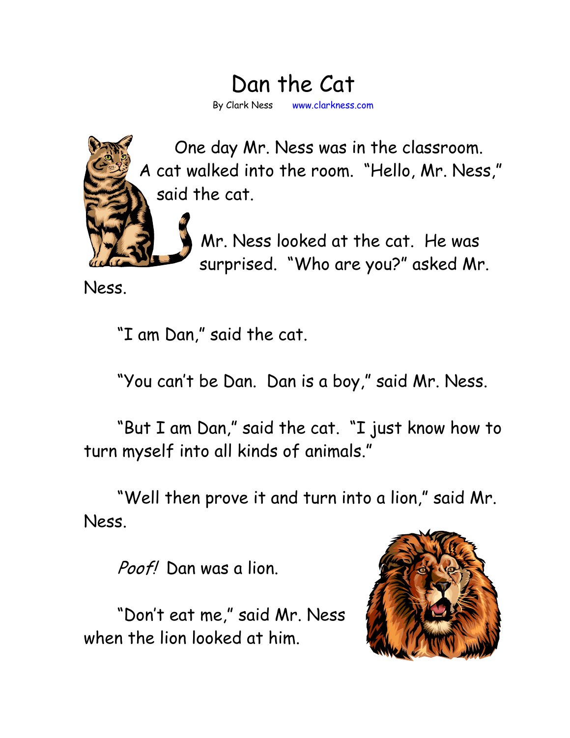# Dan the Cat

By Clark Ness www.clarkness.com

One day Mr. Ness was in the classroom. A cat walked into the room. "Hello, Mr. Ness," said the cat.

Mr. Ness looked at the cat. He was surprised. "Who are you?" asked Mr. Ness.

"I am Dan," said the cat.

"You can't be Dan. Dan is a boy," said Mr. Ness.

"But I am Dan," said the cat. "I just know how to turn myself into all kinds of animals."

"Well then prove it and turn into a lion," said Mr. Ness.

*Poof!* Dan was a lion.

"Don't eat me," said Mr. Ness when the lion looked at him.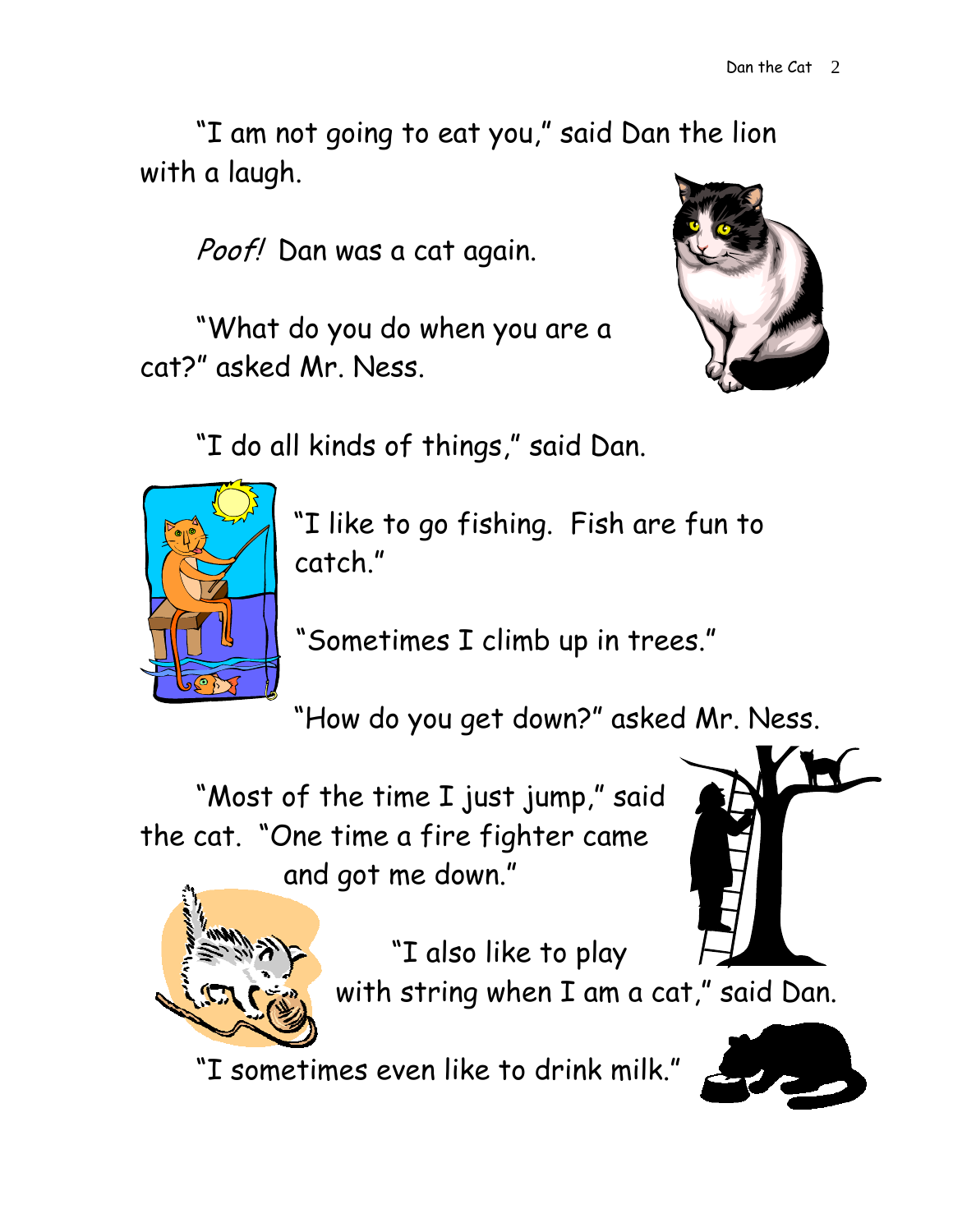"I am not going to eat you," said Dan the lion with a laugh.

*Poof!* Dan was a cat again.

"What do you do when you are a cat?" asked Mr. Ness.

"I do all kinds of things," said Dan.

"I like to go fishing. Fish are fun to catch."

"Sometimes I climb up in trees."

"How do you get down?" asked Mr. Ness.

"Most of the time I just jump," said the cat. "One time a fire fighter came and got me down."

"I also like to play with string when I am a cat," said Dan.

"I sometimes even like to drink milk."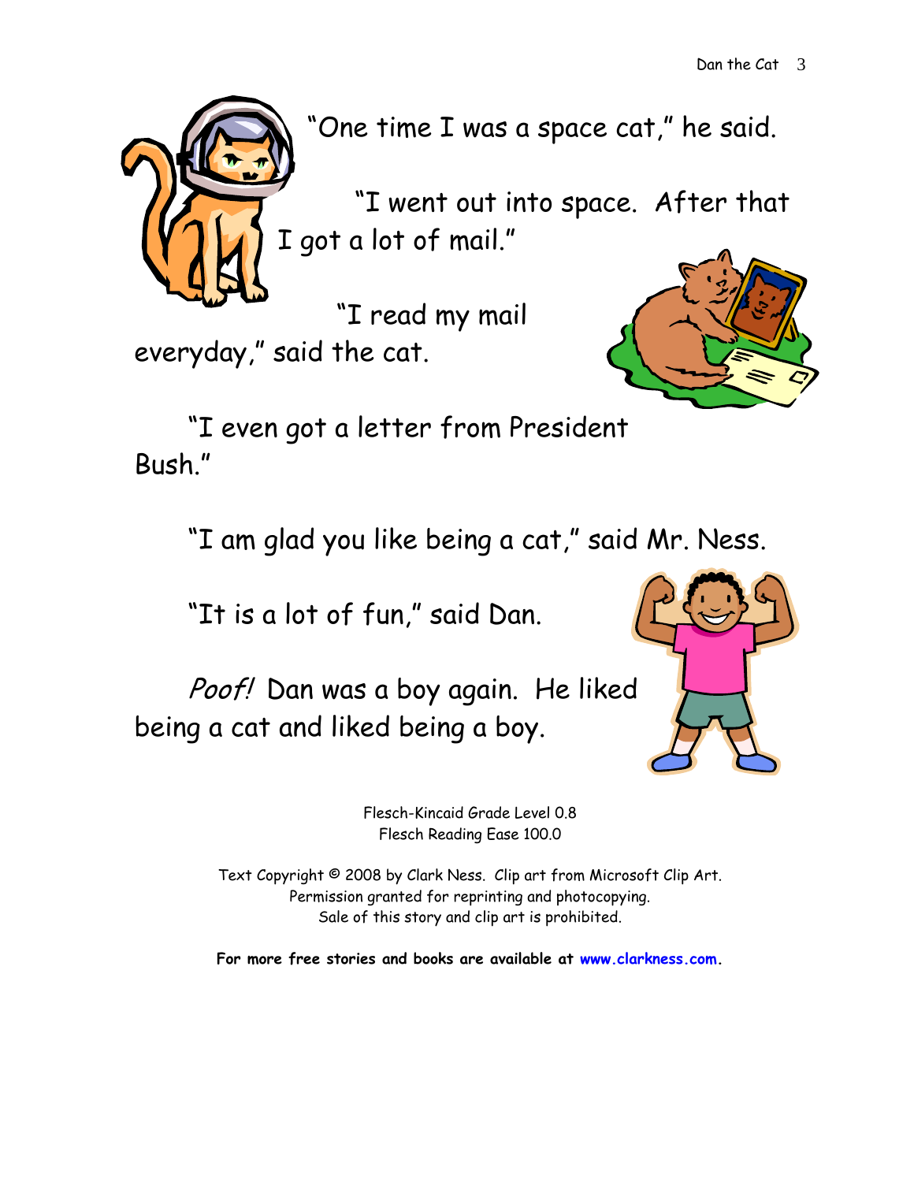"One time I was a space cat," he said.

"I went out into space. After that I got a lot of mail."

"I read my mail everyday," said the cat.

"I even got a letter from President Bush."

"I am glad you like being a cat," said Mr. Ness.

"It is a lot of fun," said Dan.

*Poof!* Dan was a boy again. He liked being a cat and liked being a boy.

Flesch-Kincaid Grade Level 0.8
Flesch Reading Ease 100.0

Text Copyright © 2008 by Clark Ness. Clip art from Microsoft Clip Art.
Permission granted for reprinting and photocopying.
Sale of this story and clip art is prohibited.

**For more free stories and books are available at www.clarkness.com.**